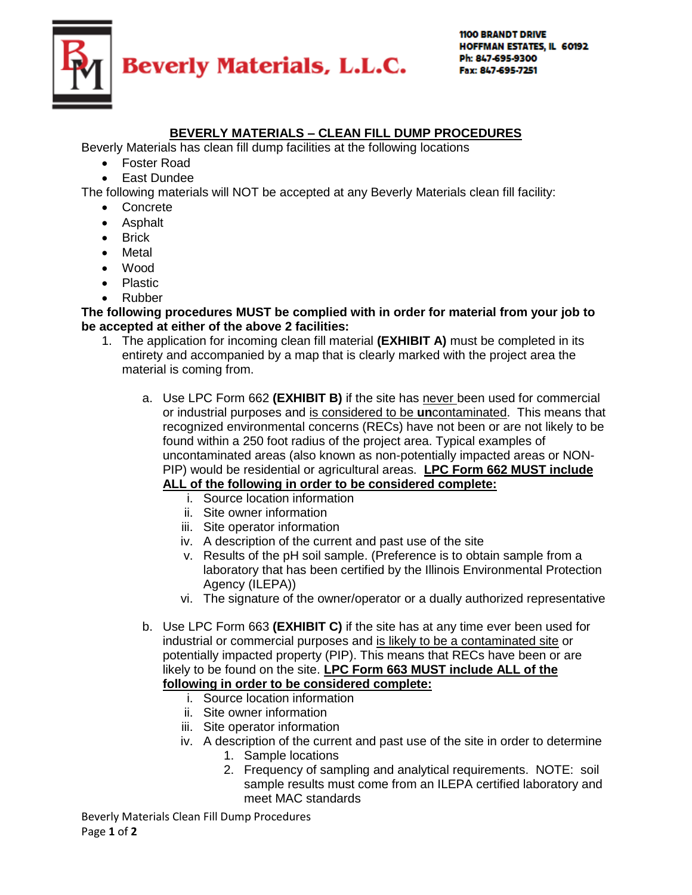Beverly Materials, L.L.C.

1100 BRANDT DRIVE
HOFFMAN ESTATES, IL 60192
Ph: 847-695-9300
Fax: 847-695-7251

## BEVERLY MATERIALS – CLEAN FILL DUMP PROCEDURES

Beverly Materials has clean fill dump facilities at the following locations

- Foster Road
- East Dundee

The following materials will NOT be accepted at any Beverly Materials clean fill facility:

- Concrete
- Asphalt
- Brick
- Metal
- Wood
- Plastic
- Rubber

**The following procedures MUST be complied with in order for material from your job to be accepted at either of the above 2 facilities:**

1. The application for incoming clean fill material **(EXHIBIT A)** must be completed in its entirety and accompanied by a map that is clearly marked with the project area the material is coming from.

   a. Use LPC Form 662 **(EXHIBIT B)** if the site has never been used for commercial or industrial purposes and is considered to be **un**contaminated. This means that recognized environmental concerns (RECs) have not been or are not likely to be found within a 250 foot radius of the project area. Typical examples of uncontaminated areas (also known as non-potentially impacted areas or NON-PIP) would be residential or agricultural areas. **LPC Form 662 MUST include ALL of the following in order to be considered complete:**

      i. Source location information
      ii. Site owner information
      iii. Site operator information
      iv. A description of the current and past use of the site
      v. Results of the pH soil sample. (Preference is to obtain sample from a laboratory that has been certified by the Illinois Environmental Protection Agency (ILEPA))
      vi. The signature of the owner/operator or a dually authorized representative

   b. Use LPC Form 663 **(EXHIBIT C)** if the site has at any time ever been used for industrial or commercial purposes and is likely to be a contaminated site or potentially impacted property (PIP). This means that RECs have been or are likely to be found on the site. **LPC Form 663 MUST include ALL of the following in order to be considered complete:**

      i. Source location information
      ii. Site owner information
      iii. Site operator information
      iv. A description of the current and past use of the site in order to determine
         1. Sample locations
         2. Frequency of sampling and analytical requirements. NOTE: soil sample results must come from an ILEPA certified laboratory and meet MAC standards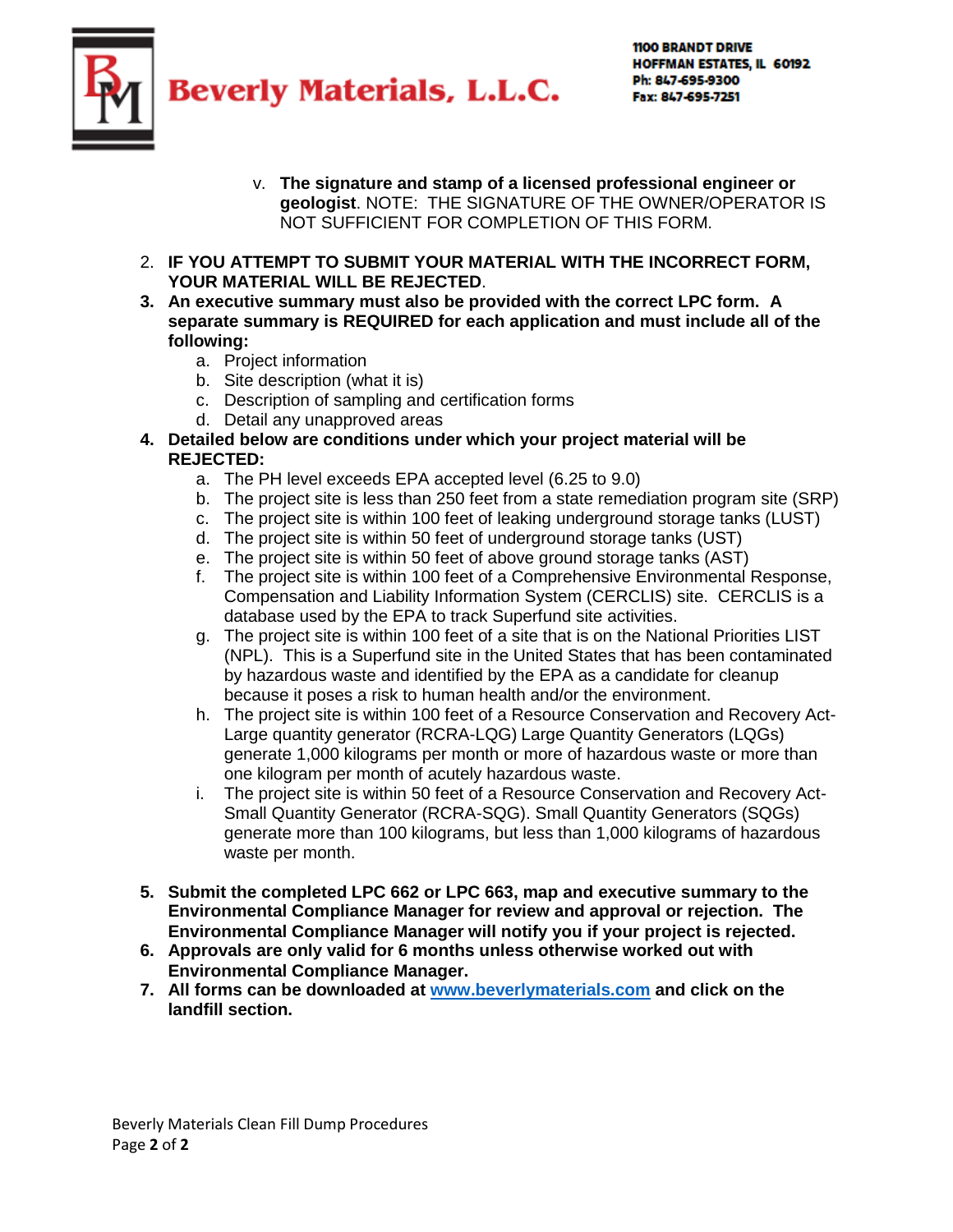**Beverly Materials, L.L.C.**

**1100 BRANDT DRIVE**
**HOFFMAN ESTATES, IL 60192**
**Ph: 847-695-9300**
**Fax: 847-695-7251**

v. **The signature and stamp of a licensed professional engineer or geologist**. NOTE: THE SIGNATURE OF THE OWNER/OPERATOR IS NOT SUFFICIENT FOR COMPLETION OF THIS FORM.

2. **IF YOU ATTEMPT TO SUBMIT YOUR MATERIAL WITH THE INCORRECT FORM, YOUR MATERIAL WILL BE REJECTED**.
3. **An executive summary must also be provided with the correct LPC form. A separate summary is REQUIRED for each application and must include all of the following:**
   a. Project information
   b. Site description (what it is)
   c. Description of sampling and certification forms
   d. Detail any unapproved areas
4. **Detailed below are conditions under which your project material will be REJECTED:**
   a. The PH level exceeds EPA accepted level (6.25 to 9.0)
   b. The project site is less than 250 feet from a state remediation program site (SRP)
   c. The project site is within 100 feet of leaking underground storage tanks (LUST)
   d. The project site is within 50 feet of underground storage tanks (UST)
   e. The project site is within 50 feet of above ground storage tanks (AST)
   f. The project site is within 100 feet of a Comprehensive Environmental Response, Compensation and Liability Information System (CERCLIS) site. CERCLIS is a database used by the EPA to track Superfund site activities.
   g. The project site is within 100 feet of a site that is on the National Priorities LIST (NPL). This is a Superfund site in the United States that has been contaminated by hazardous waste and identified by the EPA as a candidate for cleanup because it poses a risk to human health and/or the environment.
   h. The project site is within 100 feet of a Resource Conservation and Recovery Act-Large quantity generator (RCRA-LQG) Large Quantity Generators (LQGs) generate 1,000 kilograms per month or more of hazardous waste or more than one kilogram per month of acutely hazardous waste.
   i. The project site is within 50 feet of a Resource Conservation and Recovery Act-Small Quantity Generator (RCRA-SQG). Small Quantity Generators (SQGs) generate more than 100 kilograms, but less than 1,000 kilograms of hazardous waste per month.
5. **Submit the completed LPC 662 or LPC 663, map and executive summary to the Environmental Compliance Manager for review and approval or rejection. The Environmental Compliance Manager will notify you if your project is rejected.**
6. **Approvals are only valid for 6 months unless otherwise worked out with Environmental Compliance Manager.**
7. **All forms can be downloaded at [www.beverlymaterials.com](http://www.beverlymaterials.com) and click on the landfill section.**